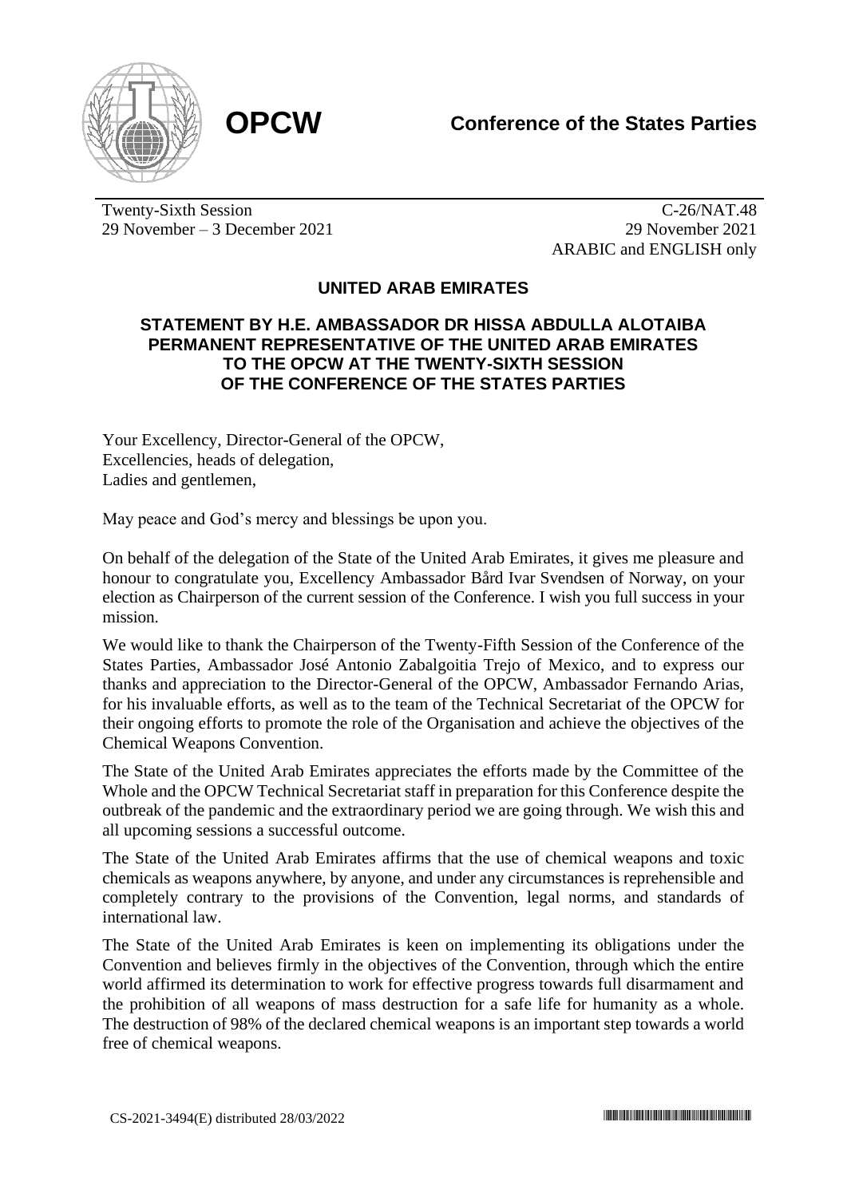**OPCW**

**Conference of the States Parties**

Twenty-Sixth Session
29 November – 3 December 2021

C-26/NAT.48
29 November 2021
ARABIC and ENGLISH only

## UNITED ARAB EMIRATES

### STATEMENT BY H.E. AMBASSADOR DR HISSA ABDULLA ALOTAIBA PERMANENT REPRESENTATIVE OF THE UNITED ARAB EMIRATES TO THE OPCW AT THE TWENTY-SIXTH SESSION OF THE CONFERENCE OF THE STATES PARTIES

Your Excellency, Director-General of the OPCW,
Excellencies, heads of delegation,
Ladies and gentlemen,

May peace and God's mercy and blessings be upon you.

On behalf of the delegation of the State of the United Arab Emirates, it gives me pleasure and honour to congratulate you, Excellency Ambassador Bård Ivar Svendsen of Norway, on your election as Chairperson of the current session of the Conference. I wish you full success in your mission.

We would like to thank the Chairperson of the Twenty-Fifth Session of the Conference of the States Parties, Ambassador José Antonio Zabalgoitia Trejo of Mexico, and to express our thanks and appreciation to the Director-General of the OPCW, Ambassador Fernando Arias, for his invaluable efforts, as well as to the team of the Technical Secretariat of the OPCW for their ongoing efforts to promote the role of the Organisation and achieve the objectives of the Chemical Weapons Convention.

The State of the United Arab Emirates appreciates the efforts made by the Committee of the Whole and the OPCW Technical Secretariat staff in preparation for this Conference despite the outbreak of the pandemic and the extraordinary period we are going through. We wish this and all upcoming sessions a successful outcome.

The State of the United Arab Emirates affirms that the use of chemical weapons and toxic chemicals as weapons anywhere, by anyone, and under any circumstances is reprehensible and completely contrary to the provisions of the Convention, legal norms, and standards of international law.

The State of the United Arab Emirates is keen on implementing its obligations under the Convention and believes firmly in the objectives of the Convention, through which the entire world affirmed its determination to work for effective progress towards full disarmament and the prohibition of all weapons of mass destruction for a safe life for humanity as a whole. The destruction of 98% of the declared chemical weapons is an important step towards a world free of chemical weapons.

CS-2021-3494(E) distributed 28/03/2022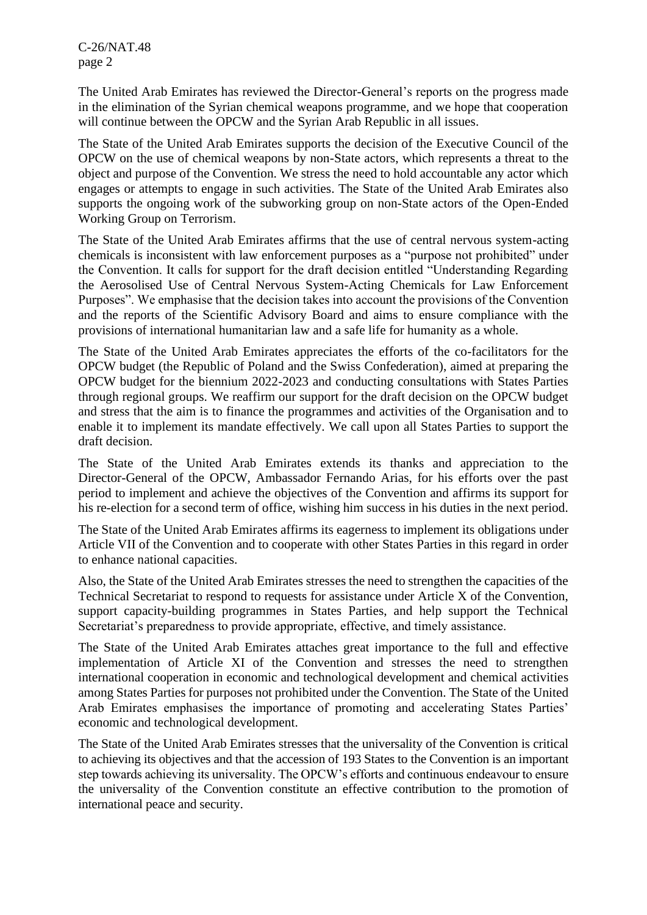The United Arab Emirates has reviewed the Director-General's reports on the progress made in the elimination of the Syrian chemical weapons programme, and we hope that cooperation will continue between the OPCW and the Syrian Arab Republic in all issues.

The State of the United Arab Emirates supports the decision of the Executive Council of the OPCW on the use of chemical weapons by non-State actors, which represents a threat to the object and purpose of the Convention. We stress the need to hold accountable any actor which engages or attempts to engage in such activities. The State of the United Arab Emirates also supports the ongoing work of the subworking group on non-State actors of the Open-Ended Working Group on Terrorism.

The State of the United Arab Emirates affirms that the use of central nervous system-acting chemicals is inconsistent with law enforcement purposes as a "purpose not prohibited" under the Convention. It calls for support for the draft decision entitled "Understanding Regarding the Aerosolised Use of Central Nervous System-Acting Chemicals for Law Enforcement Purposes". We emphasise that the decision takes into account the provisions of the Convention and the reports of the Scientific Advisory Board and aims to ensure compliance with the provisions of international humanitarian law and a safe life for humanity as a whole.

The State of the United Arab Emirates appreciates the efforts of the co-facilitators for the OPCW budget (the Republic of Poland and the Swiss Confederation), aimed at preparing the OPCW budget for the biennium 2022-2023 and conducting consultations with States Parties through regional groups. We reaffirm our support for the draft decision on the OPCW budget and stress that the aim is to finance the programmes and activities of the Organisation and to enable it to implement its mandate effectively. We call upon all States Parties to support the draft decision.

The State of the United Arab Emirates extends its thanks and appreciation to the Director-General of the OPCW, Ambassador Fernando Arias, for his efforts over the past period to implement and achieve the objectives of the Convention and affirms its support for his re-election for a second term of office, wishing him success in his duties in the next period.

The State of the United Arab Emirates affirms its eagerness to implement its obligations under Article VII of the Convention and to cooperate with other States Parties in this regard in order to enhance national capacities.

Also, the State of the United Arab Emirates stresses the need to strengthen the capacities of the Technical Secretariat to respond to requests for assistance under Article X of the Convention, support capacity-building programmes in States Parties, and help support the Technical Secretariat's preparedness to provide appropriate, effective, and timely assistance.

The State of the United Arab Emirates attaches great importance to the full and effective implementation of Article XI of the Convention and stresses the need to strengthen international cooperation in economic and technological development and chemical activities among States Parties for purposes not prohibited under the Convention. The State of the United Arab Emirates emphasises the importance of promoting and accelerating States Parties' economic and technological development.

The State of the United Arab Emirates stresses that the universality of the Convention is critical to achieving its objectives and that the accession of 193 States to the Convention is an important step towards achieving its universality. The OPCW's efforts and continuous endeavour to ensure the universality of the Convention constitute an effective contribution to the promotion of international peace and security.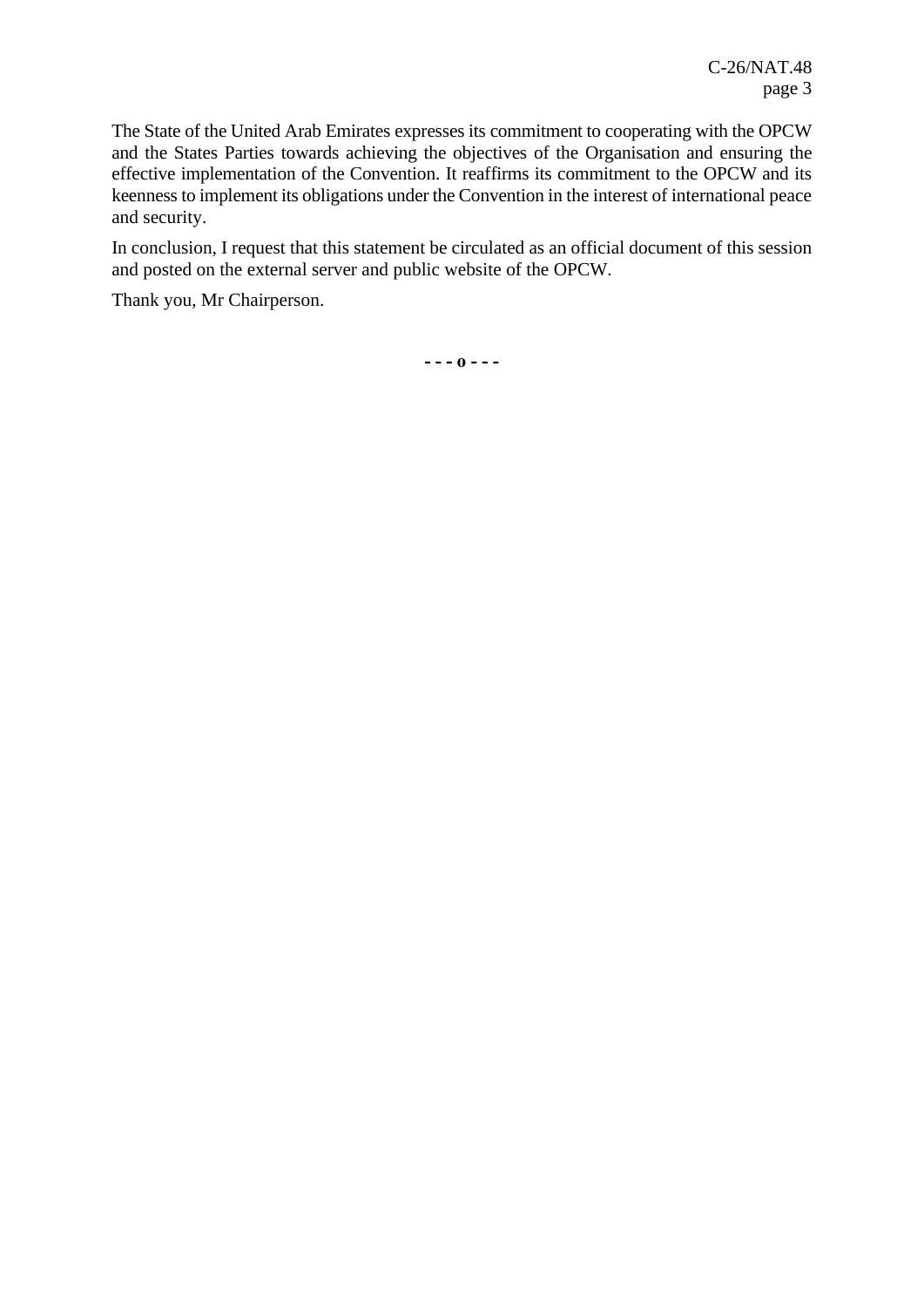The State of the United Arab Emirates expresses its commitment to cooperating with the OPCW and the States Parties towards achieving the objectives of the Organisation and ensuring the effective implementation of the Convention. It reaffirms its commitment to the OPCW and its keenness to implement its obligations under the Convention in the interest of international peace and security.

In conclusion, I request that this statement be circulated as an official document of this session and posted on the external server and public website of the OPCW.

Thank you, Mr Chairperson.

**- - - o - - -**